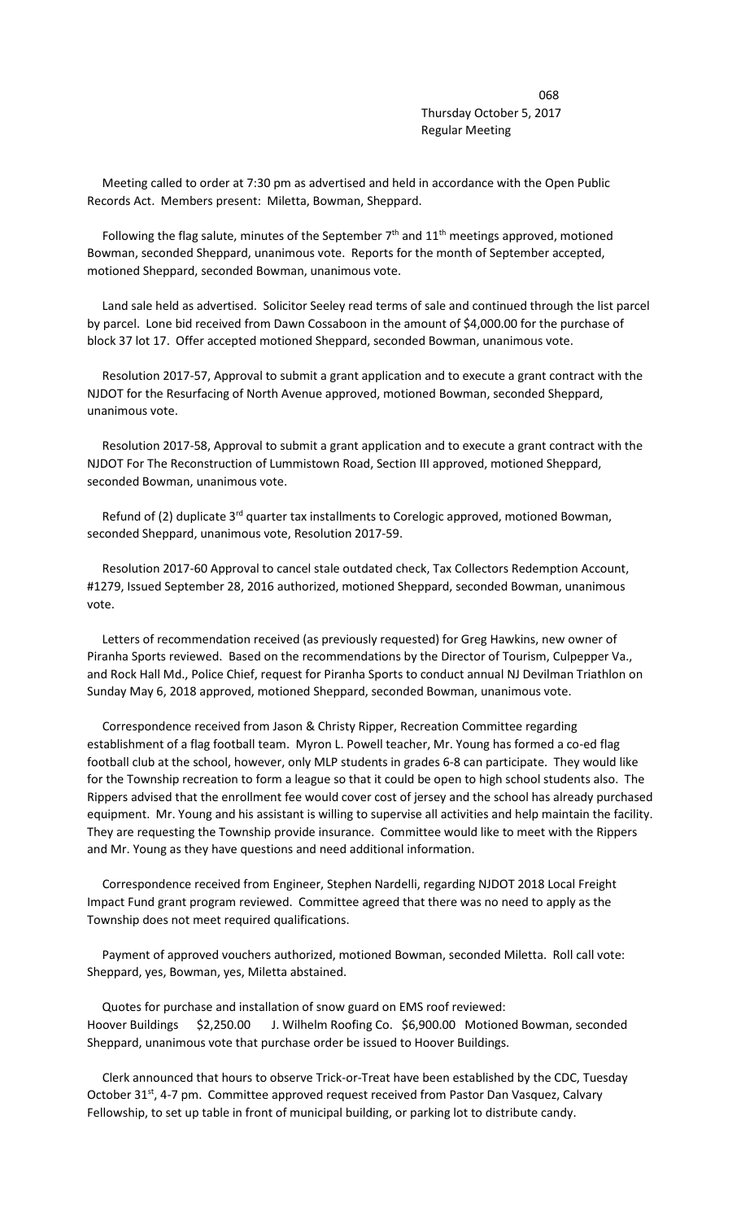Thursday October 5, 2017
Regular Meeting

Meeting called to order at 7:30 pm as advertised and held in accordance with the Open Public Records Act. Members present: Miletta, Bowman, Sheppard.

Following the flag salute, minutes of the September 7th and 11th meetings approved, motioned Bowman, seconded Sheppard, unanimous vote. Reports for the month of September accepted, motioned Sheppard, seconded Bowman, unanimous vote.

Land sale held as advertised. Solicitor Seeley read terms of sale and continued through the list parcel by parcel. Lone bid received from Dawn Cossaboon in the amount of $4,000.00 for the purchase of block 37 lot 17. Offer accepted motioned Sheppard, seconded Bowman, unanimous vote.

Resolution 2017-57, Approval to submit a grant application and to execute a grant contract with the NJDOT for the Resurfacing of North Avenue approved, motioned Bowman, seconded Sheppard, unanimous vote.

Resolution 2017-58, Approval to submit a grant application and to execute a grant contract with the NJDOT For The Reconstruction of Lummistown Road, Section III approved, motioned Sheppard, seconded Bowman, unanimous vote.

Refund of (2) duplicate 3rd quarter tax installments to Corelogic approved, motioned Bowman, seconded Sheppard, unanimous vote, Resolution 2017-59.

Resolution 2017-60 Approval to cancel stale outdated check, Tax Collectors Redemption Account, #1279, Issued September 28, 2016 authorized, motioned Sheppard, seconded Bowman, unanimous vote.

Letters of recommendation received (as previously requested) for Greg Hawkins, new owner of Piranha Sports reviewed. Based on the recommendations by the Director of Tourism, Culpepper Va., and Rock Hall Md., Police Chief, request for Piranha Sports to conduct annual NJ Devilman Triathlon on Sunday May 6, 2018 approved, motioned Sheppard, seconded Bowman, unanimous vote.

Correspondence received from Jason & Christy Ripper, Recreation Committee regarding establishment of a flag football team. Myron L. Powell teacher, Mr. Young has formed a co-ed flag football club at the school, however, only MLP students in grades 6-8 can participate. They would like for the Township recreation to form a league so that it could be open to high school students also. The Rippers advised that the enrollment fee would cover cost of jersey and the school has already purchased equipment. Mr. Young and his assistant is willing to supervise all activities and help maintain the facility. They are requesting the Township provide insurance. Committee would like to meet with the Rippers and Mr. Young as they have questions and need additional information.

Correspondence received from Engineer, Stephen Nardelli, regarding NJDOT 2018 Local Freight Impact Fund grant program reviewed. Committee agreed that there was no need to apply as the Township does not meet required qualifications.

Payment of approved vouchers authorized, motioned Bowman, seconded Miletta. Roll call vote: Sheppard, yes, Bowman, yes, Miletta abstained.

Quotes for purchase and installation of snow guard on EMS roof reviewed:
Hoover Buildings $2,250.00 J. Wilhelm Roofing Co. $6,900.00 Motioned Bowman, seconded Sheppard, unanimous vote that purchase order be issued to Hoover Buildings.

Clerk announced that hours to observe Trick-or-Treat have been established by the CDC, Tuesday October 31st, 4-7 pm. Committee approved request received from Pastor Dan Vasquez, Calvary Fellowship, to set up table in front of municipal building, or parking lot to distribute candy.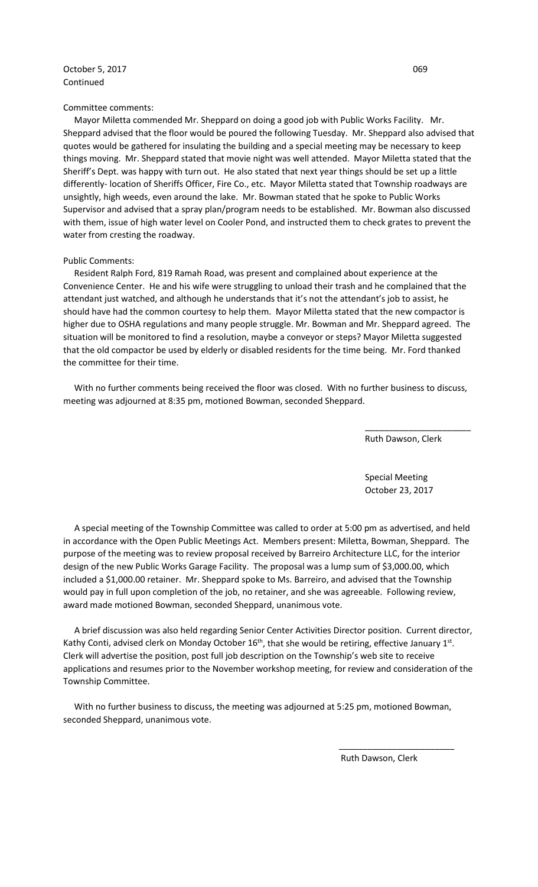October 5, 2017
Continued

Committee comments:

Mayor Miletta commended Mr. Sheppard on doing a good job with Public Works Facility. Mr. Sheppard advised that the floor would be poured the following Tuesday. Mr. Sheppard also advised that quotes would be gathered for insulating the building and a special meeting may be necessary to keep things moving. Mr. Sheppard stated that movie night was well attended. Mayor Miletta stated that the Sheriff's Dept. was happy with turn out. He also stated that next year things should be set up a little differently- location of Sheriffs Officer, Fire Co., etc. Mayor Miletta stated that Township roadways are unsightly, high weeds, even around the lake. Mr. Bowman stated that he spoke to Public Works Supervisor and advised that a spray plan/program needs to be established. Mr. Bowman also discussed with them, issue of high water level on Cooler Pond, and instructed them to check grates to prevent the water from cresting the roadway.

Public Comments:

Resident Ralph Ford, 819 Ramah Road, was present and complained about experience at the Convenience Center. He and his wife were struggling to unload their trash and he complained that the attendant just watched, and although he understands that it's not the attendant's job to assist, he should have had the common courtesy to help them. Mayor Miletta stated that the new compactor is higher due to OSHA regulations and many people struggle. Mr. Bowman and Mr. Sheppard agreed. The situation will be monitored to find a resolution, maybe a conveyor or steps? Mayor Miletta suggested that the old compactor be used by elderly or disabled residents for the time being. Mr. Ford thanked the committee for their time.

With no further comments being received the floor was closed. With no further business to discuss, meeting was adjourned at 8:35 pm, motioned Bowman, seconded Sheppard.

\_\_\_\_\_\_\_\_\_\_\_\_\_\_\_\_\_\_\_\_\_\_
Ruth Dawson, Clerk

Special Meeting
October 23, 2017

A special meeting of the Township Committee was called to order at 5:00 pm as advertised, and held in accordance with the Open Public Meetings Act. Members present: Miletta, Bowman, Sheppard. The purpose of the meeting was to review proposal received by Barreiro Architecture LLC, for the interior design of the new Public Works Garage Facility. The proposal was a lump sum of $3,000.00, which included a $1,000.00 retainer. Mr. Sheppard spoke to Ms. Barreiro, and advised that the Township would pay in full upon completion of the job, no retainer, and she was agreeable. Following review, award made motioned Bowman, seconded Sheppard, unanimous vote.

A brief discussion was also held regarding Senior Center Activities Director position. Current director, Kathy Conti, advised clerk on Monday October 16th, that she would be retiring, effective January 1st. Clerk will advertise the position, post full job description on the Township's web site to receive applications and resumes prior to the November workshop meeting, for review and consideration of the Township Committee.

With no further business to discuss, the meeting was adjourned at 5:25 pm, motioned Bowman, seconded Sheppard, unanimous vote.

\_\_\_\_\_\_\_\_\_\_\_\_\_\_\_\_\_\_\_\_\_\_\_\_
Ruth Dawson, Clerk